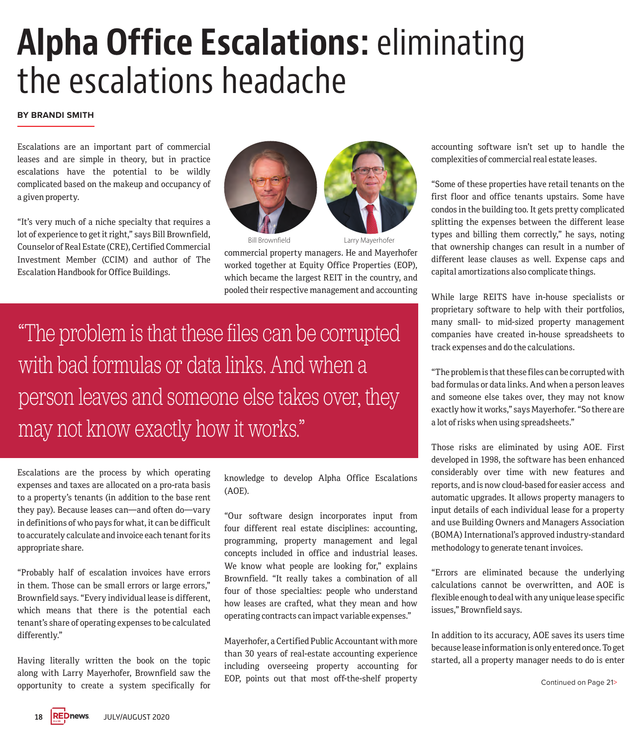# Alpha Office Escalations: eliminating the escalations headache

**BY BRANDI SMITH**

Escalations are an important part of commercial leases and are simple in theory, but in practice escalations have the potential to be wildly complicated based on the makeup and occupancy of a given property.

"It's very much of a niche specialty that requires a lot of experience to get it right," says Bill Brownfield, Counselor of Real Estate (CRE), Certified Commercial Investment Member (CCIM) and author of The Escalation Handbook for Office Buildings.

> "The problem is that these files can be corrupted with bad formulas or data links. And when a person leaves and someone else takes over, they may not know exactly how it works."

Escalations are the process by which operating expenses and taxes are allocated on a pro-rata basis to a property's tenants (in addition to the base rent they pay). Because leases can—and often do—vary in definitions of who pays for what, it can be difficult to accurately calculate and invoice each tenant for its appropriate share.

"Probably half of escalation invoices have errors in them. Those can be small errors or large errors," Brownfield says. "Every individual lease is different, which means that there is the potential each tenant's share of operating expenses to be calculated differently."

Having literally written the book on the topic along with Larry Mayerhofer, Brownfield saw the opportunity to create a system specifically for commercial property managers. He and Mayerhofer worked together at Equity Office Properties (EOP), which became the largest REIT in the country, and pooled their respective management and accounting knowledge to develop Alpha Office Escalations (AOE).

Bill Brownfield    Larry Mayerhofer

"Our software design incorporates input from four different real estate disciplines: accounting, programming, property management and legal concepts included in office and industrial leases. We know what people are looking for," explains Brownfield. "It really takes a combination of all four of those specialties: people who understand how leases are crafted, what they mean and how operating contracts can impact variable expenses."

Mayerhofer, a Certified Public Accountant with more than 30 years of real-estate accounting experience including overseeing property accounting for EOP, points out that most off-the-shelf property accounting software isn't set up to handle the complexities of commercial real estate leases.

"Some of these properties have retail tenants on the first floor and office tenants upstairs. Some have condos in the building too. It gets pretty complicated splitting the expenses between the different lease types and billing them correctly," he says, noting that ownership changes can result in a number of different lease clauses as well. Expense caps and capital amortizations also complicate things.

While large REITS have in-house specialists or proprietary software to help with their portfolios, many small- to mid-sized property management companies have created in-house spreadsheets to track expenses and do the calculations.

"The problem is that these files can be corrupted with bad formulas or data links. And when a person leaves and someone else takes over, they may not know exactly how it works," says Mayerhofer. "So there are a lot of risks when using spreadsheets."

Those risks are eliminated by using AOE. First developed in 1998, the software has been enhanced considerably over time with new features and reports, and is now cloud-based for easier access and automatic upgrades. It allows property managers to input details of each individual lease for a property and use Building Owners and Managers Association (BOMA) International's approved industry-standard methodology to generate tenant invoices.

"Errors are eliminated because the underlying calculations cannot be overwritten, and AOE is flexible enough to deal with any unique lease specific issues," Brownfield says.

In addition to its accuracy, AOE saves its users time because lease information is only entered once. To get started, all a property manager needs to do is enter

Continued on Page 21>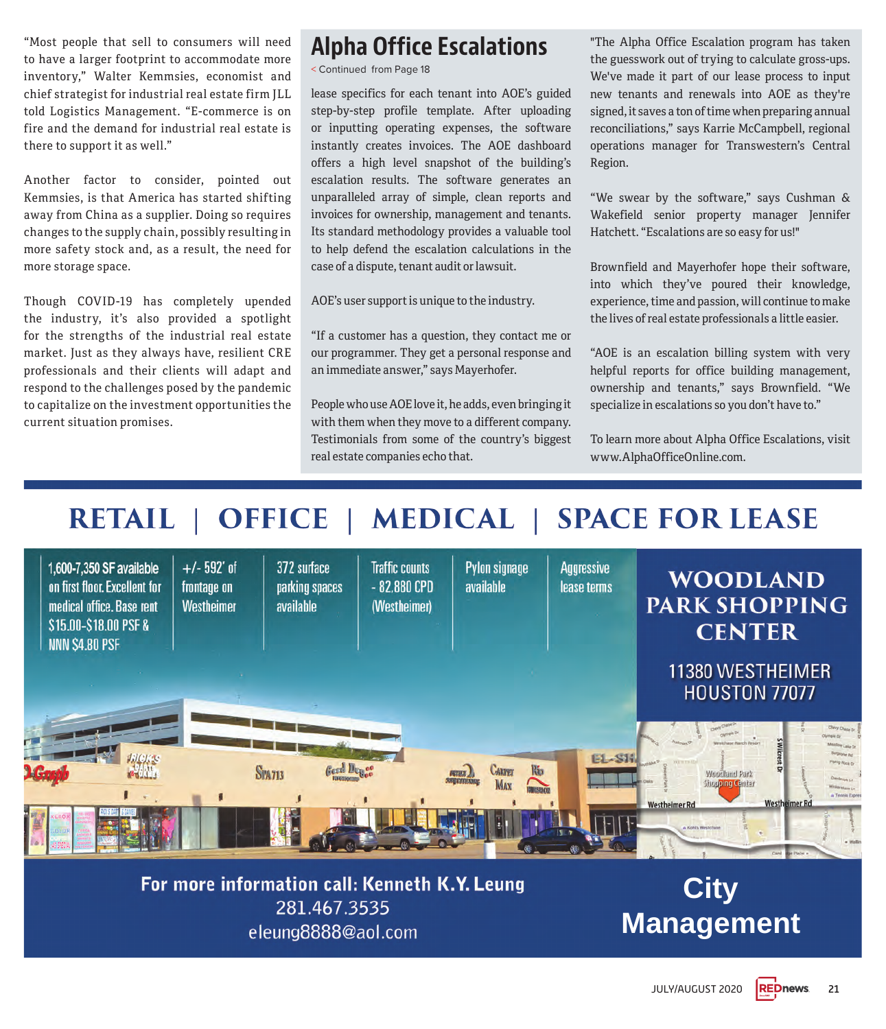"Most people that sell to consumers will need to have a larger footprint to accommodate more inventory," Walter Kemmsies, economist and chief strategist for industrial real estate firm JLL told Logistics Management. "E-commerce is on fire and the demand for industrial real estate is there to support it as well."

Another factor to consider, pointed out Kemmsies, is that America has started shifting away from China as a supplier. Doing so requires changes to the supply chain, possibly resulting in more safety stock and, as a result, the need for more storage space.

Though COVID-19 has completely upended the industry, it's also provided a spotlight for the strengths of the industrial real estate market. Just as they always have, resilient CRE professionals and their clients will adapt and respond to the challenges posed by the pandemic to capitalize on the investment opportunities the current situation promises.

## Alpha Office Escalations

< Continued from Page 18

lease specifics for each tenant into AOE's guided step-by-step profile template. After uploading or inputting operating expenses, the software instantly creates invoices. The AOE dashboard offers a high level snapshot of the building's escalation results. The software generates an unparalleled array of simple, clean reports and invoices for ownership, management and tenants. Its standard methodology provides a valuable tool to help defend the escalation calculations in the case of a dispute, tenant audit or lawsuit.

AOE's user support is unique to the industry.

"If a customer has a question, they contact me or our programmer. They get a personal response and an immediate answer," says Mayerhofer.

People who use AOE love it, he adds, even bringing it with them when they move to a different company. Testimonials from some of the country's biggest real estate companies echo that.

"The Alpha Office Escalation program has taken the guesswork out of trying to calculate gross-ups. We've made it part of our lease process to input new tenants and renewals into AOE as they're signed, it saves a ton of time when preparing annual reconciliations," says Karrie McCampbell, regional operations manager for Transwestern's Central Region.

"We swear by the software," says Cushman & Wakefield senior property manager Jennifer Hatchett. "Escalations are so easy for us!"

Brownfield and Mayerhofer hope their software, into which they've poured their knowledge, experience, time and passion, will continue to make the lives of real estate professionals a little easier.

"AOE is an escalation billing system with very helpful reports for office building management, ownership and tenants," says Brownfield. "We specialize in escalations so you don't have to."

To learn more about Alpha Office Escalations, visit www.AlphaOfficeOnline.com.

# RETAIL | OFFICE | MEDICAL | SPACE FOR LEASE

- 1,600-7,350 SF available on first floor. Excellent for medical office. Base rent $15.00-$18.00 PSF & NNN $4.80 PSF
- +/- 592' of frontage on Westheimer
- 372 surface parking spaces available
- Traffic counts - 82,880 CPD (Westheimer)
- Pylon signage available
- Aggressive lease terms

**WOODLAND PARK SHOPPING CENTER**

11380 WESTHEIMER
HOUSTON 77077

**For more information call: Kenneth K.Y. Leung**
281.467.3535
eleung8888@aol.com

**City Management**